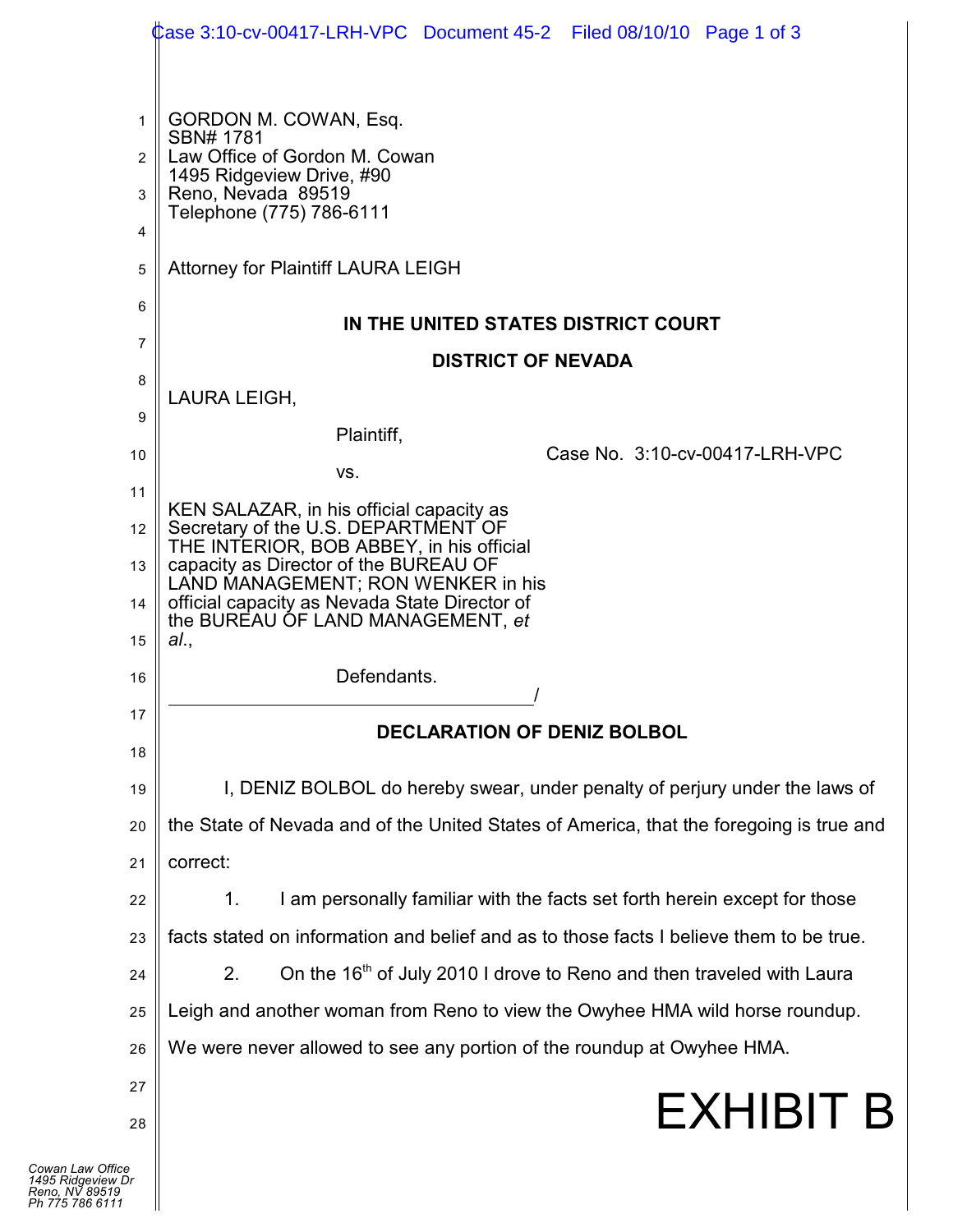GORDON M. COWAN, Esq.
SBN# 1781
Law Office of Gordon M. Cowan
1495 Ridgeview Drive, #90
Reno, Nevada 89519
Telephone (775) 786-6111

Attorney for Plaintiff LAURA LEIGH

**IN THE UNITED STATES DISTRICT COURT**

**DISTRICT OF NEVADA**

LAURA LEIGH,

Plaintiff,

vs.

KEN SALAZAR, in his official capacity as Secretary of the U.S. DEPARTMENT OF THE INTERIOR, BOB ABBEY, in his official capacity as Director of the BUREAU OF LAND MANAGEMENT; RON WENKER in his official capacity as Nevada State Director of the BUREAU OF LAND MANAGEMENT, *et al.*,

Defendants.
_______________________________________/

Case No. 3:10-cv-00417-LRH-VPC

**DECLARATION OF DENIZ BOLBOL**

I, DENIZ BOLBOL do hereby swear, under penalty of perjury under the laws of the State of Nevada and of the United States of America, that the foregoing is true and correct:

1. I am personally familiar with the facts set forth herein except for those facts stated on information and belief and as to those facts I believe them to be true.

2. On the 16th of July 2010 I drove to Reno and then traveled with Laura Leigh and another woman from Reno to view the Owyhee HMA wild horse roundup. We were never allowed to see any portion of the roundup at Owyhee HMA.

EXHIBIT B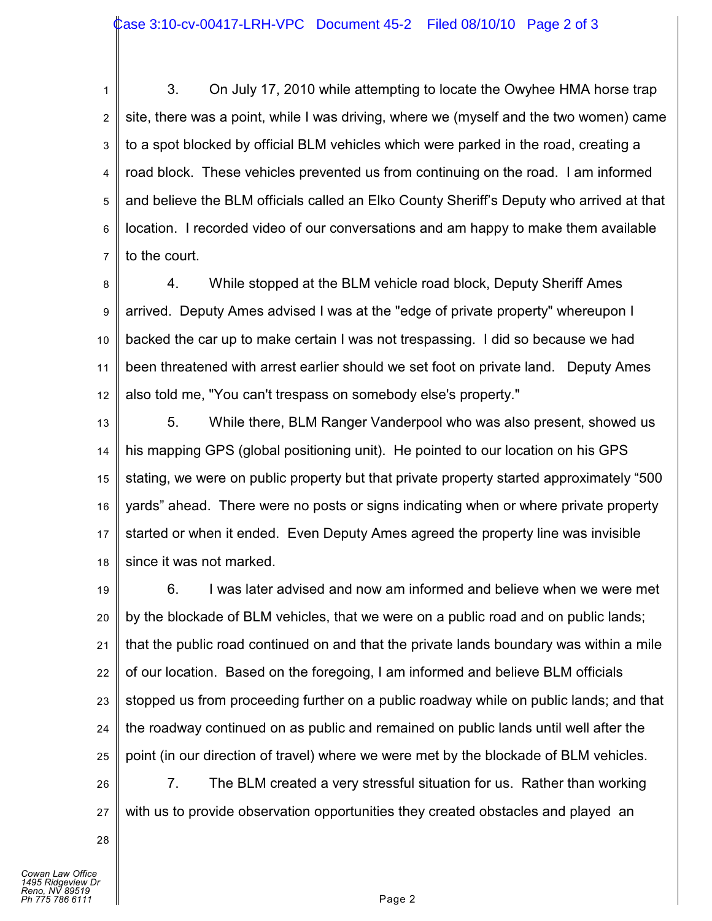3. On July 17, 2010 while attempting to locate the Owyhee HMA horse trap site, there was a point, while I was driving, where we (myself and the two women) came to a spot blocked by official BLM vehicles which were parked in the road, creating a road block. These vehicles prevented us from continuing on the road. I am informed and believe the BLM officials called an Elko County Sheriff's Deputy who arrived at that location. I recorded video of our conversations and am happy to make them available to the court.

4. While stopped at the BLM vehicle road block, Deputy Sheriff Ames arrived. Deputy Ames advised I was at the "edge of private property" whereupon I backed the car up to make certain I was not trespassing. I did so because we had been threatened with arrest earlier should we set foot on private land. Deputy Ames also told me, "You can't trespass on somebody else's property."

5. While there, BLM Ranger Vanderpool who was also present, showed us his mapping GPS (global positioning unit). He pointed to our location on his GPS stating, we were on public property but that private property started approximately "500 yards" ahead. There were no posts or signs indicating when or where private property started or when it ended. Even Deputy Ames agreed the property line was invisible since it was not marked.

6. I was later advised and now am informed and believe when we were met by the blockade of BLM vehicles, that we were on a public road and on public lands; that the public road continued on and that the private lands boundary was within a mile of our location. Based on the foregoing, I am informed and believe BLM officials stopped us from proceeding further on a public roadway while on public lands; and that the roadway continued on as public and remained on public lands until well after the point (in our direction of travel) where we were met by the blockade of BLM vehicles.

7. The BLM created a very stressful situation for us. Rather than working with us to provide observation opportunities they created obstacles and played an

Cowan Law Office
1495 Ridgeview Dr
Reno, NV 89519
Ph 775 786 6111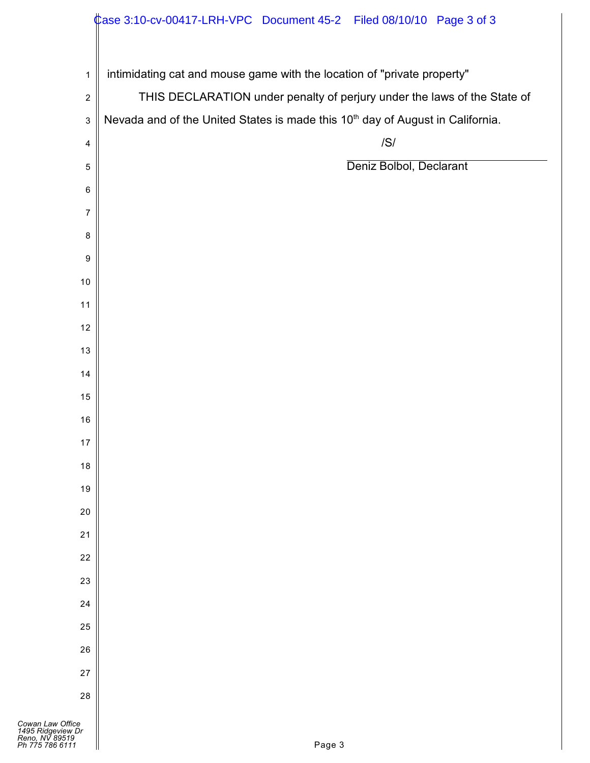intimidating cat and mouse game with the location of "private property"

THIS DECLARATION under penalty of perjury under the laws of the State of Nevada and of the United States is made this 10th day of August in California.

/S/

Deniz Bolbol, Declarant